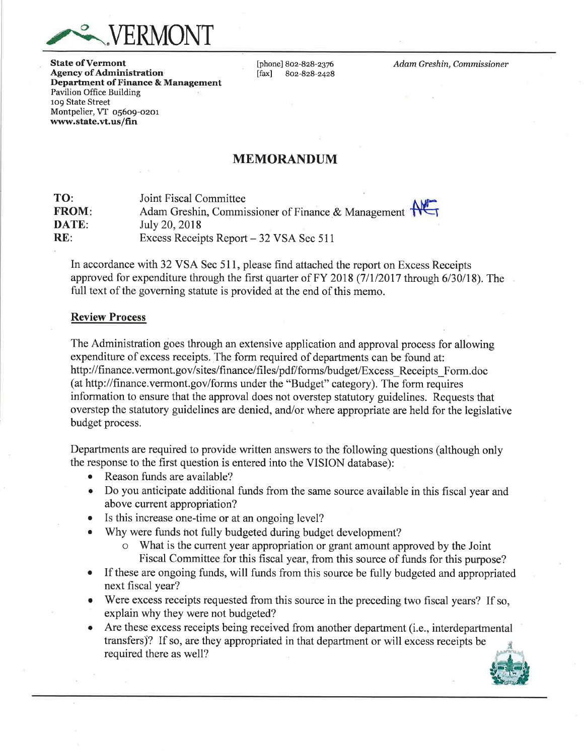# VERMONT

**State of Vermont**
**Agency of Administration**
**Department of Finance & Management**
Pavilion Office Building
109 State Street
Montpelier, VT 05609-0201
**www.state.vt.us/fin**

[phone] 802-828-2376
[fax] 802-828-2428

*Adam Greshin, Commissioner*

## MEMORANDUM

**TO:** Joint Fiscal Committee
**FROM:** Adam Greshin, Commissioner of Finance & Management
**DATE:** July 20, 2018
**RE:** Excess Receipts Report – 32 VSA Sec 511

In accordance with 32 VSA Sec 511, please find attached the report on Excess Receipts approved for expenditure through the first quarter of FY 2018 (7/1/2017 through 6/30/18). The full text of the governing statute is provided at the end of this memo.

### Review Process

The Administration goes through an extensive application and approval process for allowing expenditure of excess receipts. The form required of departments can be found at: http://finance.vermont.gov/sites/finance/files/pdf/forms/budget/Excess_Receipts_Form.doc (at http://finance.vermont.gov/forms under the "Budget" category). The form requires information to ensure that the approval does not overstep statutory guidelines. Requests that overstep the statutory guidelines are denied, and/or where appropriate are held for the legislative budget process.

Departments are required to provide written answers to the following questions (although only the response to the first question is entered into the VISION database):

- Reason funds are available?
- Do you anticipate additional funds from the same source available in this fiscal year and above current appropriation?
- Is this increase one-time or at an ongoing level?
- Why were funds not fully budgeted during budget development?
  - What is the current year appropriation or grant amount approved by the Joint Fiscal Committee for this fiscal year, from this source of funds for this purpose?
- If these are ongoing funds, will funds from this source be fully budgeted and appropriated next fiscal year?
- Were excess receipts requested from this source in the preceding two fiscal years? If so, explain why they were not budgeted?
- Are these excess receipts being received from another department (i.e., interdepartmental transfers)? If so, are they appropriated in that department or will excess receipts be required there as well?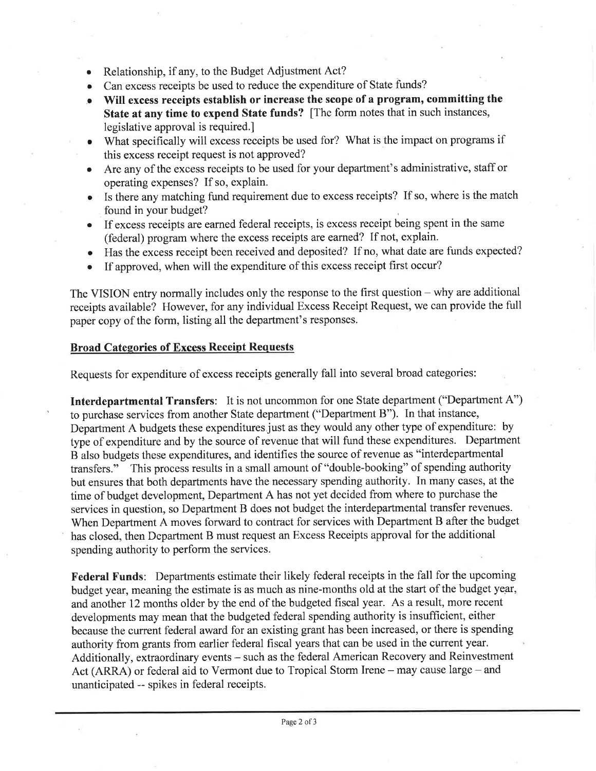- Relationship, if any, to the Budget Adjustment Act?
- Can excess receipts be used to reduce the expenditure of State funds?
- **Will excess receipts establish or increase the scope of a program, committing the State at any time to expend State funds?** [The form notes that in such instances, legislative approval is required.]
- What specifically will excess receipts be used for? What is the impact on programs if this excess receipt request is not approved?
- Are any of the excess receipts to be used for your department's administrative, staff or operating expenses? If so, explain.
- Is there any matching fund requirement due to excess receipts? If so, where is the match found in your budget?
- If excess receipts are earned federal receipts, is excess receipt being spent in the same (federal) program where the excess receipts are earned? If not, explain.
- Has the excess receipt been received and deposited? If no, what date are funds expected?
- If approved, when will the expenditure of this excess receipt first occur?

The VISION entry normally includes only the response to the first question – why are additional receipts available? However, for any individual Excess Receipt Request, we can provide the full paper copy of the form, listing all the department's responses.

## Broad Categories of Excess Receipt Requests

Requests for expenditure of excess receipts generally fall into several broad categories:

**Interdepartmental Transfers**: It is not uncommon for one State department ("Department A") to purchase services from another State department ("Department B"). In that instance, Department A budgets these expenditures just as they would any other type of expenditure: by type of expenditure and by the source of revenue that will fund these expenditures. Department B also budgets these expenditures, and identifies the source of revenue as "interdepartmental transfers." This process results in a small amount of "double-booking" of spending authority but ensures that both departments have the necessary spending authority. In many cases, at the time of budget development, Department A has not yet decided from where to purchase the services in question, so Department B does not budget the interdepartmental transfer revenues. When Department A moves forward to contract for services with Department B after the budget has closed, then Department B must request an Excess Receipts approval for the additional spending authority to perform the services.

**Federal Funds**: Departments estimate their likely federal receipts in the fall for the upcoming budget year, meaning the estimate is as much as nine-months old at the start of the budget year, and another 12 months older by the end of the budgeted fiscal year. As a result, more recent developments may mean that the budgeted federal spending authority is insufficient, either because the current federal award for an existing grant has been increased, or there is spending authority from grants from earlier federal fiscal years that can be used in the current year. Additionally, extraordinary events – such as the federal American Recovery and Reinvestment Act (ARRA) or federal aid to Vermont due to Tropical Storm Irene – may cause large – and unanticipated -- spikes in federal receipts.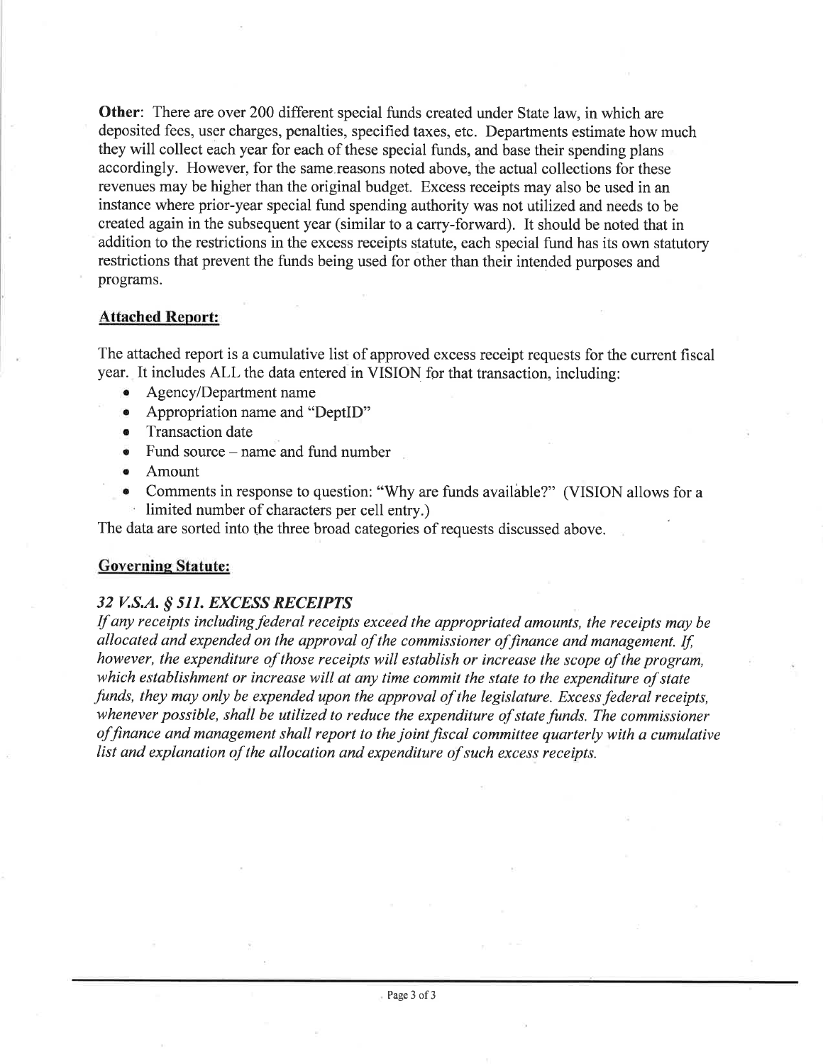**Other**: There are over 200 different special funds created under State law, in which are deposited fees, user charges, penalties, specified taxes, etc. Departments estimate how much they will collect each year for each of these special funds, and base their spending plans accordingly. However, for the same reasons noted above, the actual collections for these revenues may be higher than the original budget. Excess receipts may also be used in an instance where prior-year special fund spending authority was not utilized and needs to be created again in the subsequent year (similar to a carry-forward). It should be noted that in addition to the restrictions in the excess receipts statute, each special fund has its own statutory restrictions that prevent the funds being used for other than their intended purposes and programs.

## Attached Report:

The attached report is a cumulative list of approved excess receipt requests for the current fiscal year. It includes ALL the data entered in VISION for that transaction, including:

- Agency/Department name
- Appropriation name and "DeptID"
- Transaction date
- Fund source – name and fund number
- Amount
- Comments in response to question: "Why are funds available?" (VISION allows for a limited number of characters per cell entry.)

The data are sorted into the three broad categories of requests discussed above.

## Governing Statute:

### *32 V.S.A. § 511. EXCESS RECEIPTS*

*If any receipts including federal receipts exceed the appropriated amounts, the receipts may be allocated and expended on the approval of the commissioner of finance and management. If, however, the expenditure of those receipts will establish or increase the scope of the program, which establishment or increase will at any time commit the state to the expenditure of state funds, they may only be expended upon the approval of the legislature. Excess federal receipts, whenever possible, shall be utilized to reduce the expenditure of state funds. The commissioner of finance and management shall report to the joint fiscal committee quarterly with a cumulative list and explanation of the allocation and expenditure of such excess receipts.*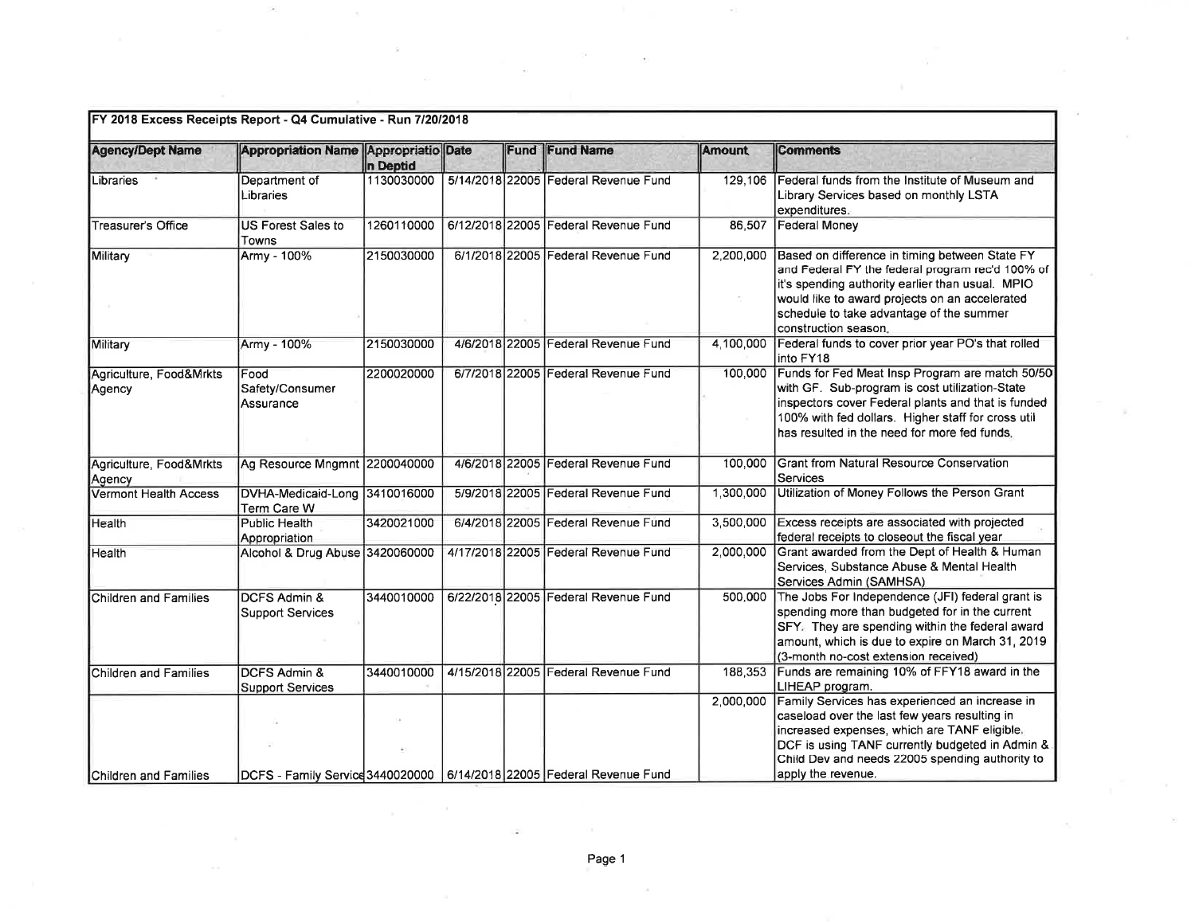| FY 2018 Excess Receipts Report - Q4 Cumulative - Run 7/20/2018 | | | | | | | |
|---|---|---|---|---|---|---|---|
| **Agency/Dept Name** | **Appropriation Name** | **Appropriation Deptid** | **Date** | **Fund** | **Fund Name** | **Amount** | **Comments** |
| Libraries | Department of Libraries | 1130030000 | 5/14/2018 | 22005 | Federal Revenue Fund | 129,106 | Federal funds from the Institute of Museum and Library Services based on monthly LSTA expenditures. |
| Treasurer's Office | US Forest Sales to Towns | 1260110000 | 6/12/2018 | 22005 | Federal Revenue Fund | 86,507 | Federal Money |
| Military | Army - 100% | 2150030000 | 6/1/2018 | 22005 | Federal Revenue Fund | 2,200,000 | Based on difference in timing between State FY and Federal FY the federal program rec'd 100% of it's spending authority earlier than usual. MPIO would like to award projects on an accelerated schedule to take advantage of the summer construction season. |
| Military | Army - 100% | 2150030000 | 4/6/2018 | 22005 | Federal Revenue Fund | 4,100,000 | Federal funds to cover prior year PO's that rolled into FY18 |
| Agriculture, Food&Mrkts Agency | Food Safety/Consumer Assurance | 2200020000 | 6/7/2018 | 22005 | Federal Revenue Fund | 100,000 | Funds for Fed Meat Insp Program are match 50/50 with GF. Sub-program is cost utilization-State inspectors cover Federal plants and that is funded 100% with fed dollars. Higher staff for cross util has resulted in the need for more fed funds. |
| Agriculture, Food&Mrkts Agency | Ag Resource Mngmnt | 2200040000 | 4/6/2018 | 22005 | Federal Revenue Fund | 100,000 | Grant from Natural Resource Conservation Services |
| Vermont Health Access | DVHA-Medicaid-Long Term Care W | 3410016000 | 5/9/2018 | 22005 | Federal Revenue Fund | 1,300,000 | Utilization of Money Follows the Person Grant |
| Health | Public Health Appropriation | 3420021000 | 6/4/2018 | 22005 | Federal Revenue Fund | 3,500,000 | Excess receipts are associated with projected federal receipts to closeout the fiscal year |
| Health | Alcohol & Drug Abuse | 3420060000 | 4/17/2018 | 22005 | Federal Revenue Fund | 2,000,000 | Grant awarded from the Dept of Health & Human Services, Substance Abuse & Mental Health Services Admin (SAMHSA) |
| Children and Families | DCFS Admin & Support Services | 3440010000 | 6/22/2018 | 22005 | Federal Revenue Fund | 500,000 | The Jobs For Independence (JFI) federal grant is spending more than budgeted for in the current SFY. They are spending within the federal award amount, which is due to expire on March 31, 2019 (3-month no-cost extension received) |
| Children and Families | DCFS Admin & Support Services | 3440010000 | 4/15/2018 | 22005 | Federal Revenue Fund | 188,353 | Funds are remaining 10% of FFY18 award in the LIHEAP program. |
| Children and Families | DCFS - Family Service | 3440020000 | 6/14/2018 | 22005 | Federal Revenue Fund | 2,000,000 | Family Services has experienced an increase in caseload over the last few years resulting in increased expenses, which are TANF eligible. DCF is using TANF currently budgeted in Admin & Child Dev and needs 22005 spending authority to apply the revenue. |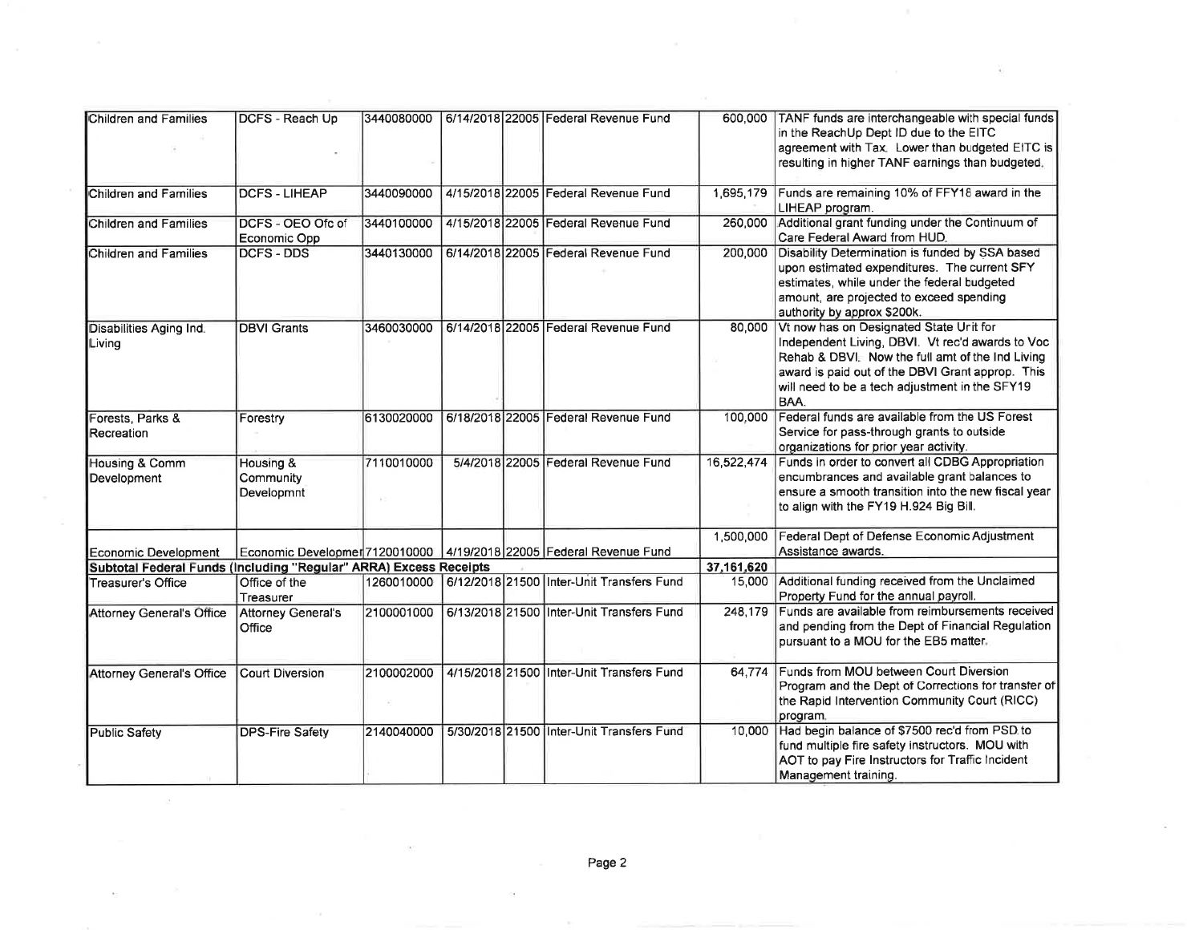| | | | | | | | |
|---|---|---|---|---|---|---|---|
| Children and Families | DCFS - Reach Up | 3440080000 | 6/14/2018 | 22005 | Federal Revenue Fund | 600,000 | TANF funds are interchangeable with special funds in the ReachUp Dept ID due to the EITC agreement with Tax. Lower than budgeted EITC is resulting in higher TANF earnings than budgeted. |
| Children and Families | DCFS - LIHEAP | 3440090000 | 4/15/2018 | 22005 | Federal Revenue Fund | 1,695,179 | Funds are remaining 10% of FFY18 award in the LIHEAP program. |
| Children and Families | DCFS - OEO Ofc of Economic Opp | 3440100000 | 4/15/2018 | 22005 | Federal Revenue Fund | 260,000 | Additional grant funding under the Continuum of Care Federal Award from HUD. |
| Children and Families | DCFS - DDS | 3440130000 | 6/14/2018 | 22005 | Federal Revenue Fund | 200,000 | Disability Determination is funded by SSA based upon estimated expenditures. The current SFY estimates, while under the federal budgeted amount, are projected to exceed spending authority by approx $200k. |
| Disabilities Aging Ind. Living | DBVI Grants | 3460030000 | 6/14/2018 | 22005 | Federal Revenue Fund | 80,000 | Vt now has on Designated State Unit for Independent Living, DBVI. Vt rec'd awards to Voc Rehab & DBVI. Now the full amt of the Ind Living award is paid out of the DBVI Grant approp. This will need to be a tech adjustment in the SFY19 BAA. |
| Forests, Parks & Recreation | Forestry | 6130020000 | 6/18/2018 | 22005 | Federal Revenue Fund | 100,000 | Federal funds are available from the US Forest Service for pass-through grants to outside organizations for prior year activity. |
| Housing & Comm Development | Housing & Community Developmnt | 7110010000 | 5/4/2018 | 22005 | Federal Revenue Fund | 16,522,474 | Funds in order to convert all CDBG Appropriation encumbrances and available grant balances to ensure a smooth transition into the new fiscal year to align with the FY19 H.924 Big Bill. |
| Economic Development | Economic Developmer | 7120010000 | 4/19/2018 | 22005 | Federal Revenue Fund | 1,500,000 | Federal Dept of Defense Economic Adjustment Assistance awards. |
| **Subtotal Federal Funds (Including "Regular" ARRA) Excess Receipts** | | | | | | **37,161,620** | |
| Treasurer's Office | Office of the Treasurer | 1260010000 | 6/12/2018 | 21500 | Inter-Unit Transfers Fund | 15,000 | Additional funding received from the Unclaimed Property Fund for the annual payroll. |
| Attorney General's Office | Attorney General's Office | 2100001000 | 6/13/2018 | 21500 | Inter-Unit Transfers Fund | 248,179 | Funds are available from reimbursements received and pending from the Dept of Financial Regulation pursuant to a MOU for the EB5 matter. |
| Attorney General's Office | Court Diversion | 2100002000 | 4/15/2018 | 21500 | Inter-Unit Transfers Fund | 64,774 | Funds from MOU between Court Diversion Program and the Dept of Corrections for transfer of the Rapid Intervention Community Court (RICC) program. |
| Public Safety | DPS-Fire Safety | 2140040000 | 5/30/2018 | 21500 | Inter-Unit Transfers Fund | 10,000 | Had begin balance of $7500 rec'd from PSD to fund multiple fire safety instructors. MOU with AOT to pay Fire Instructors for Traffic Incident Management training. |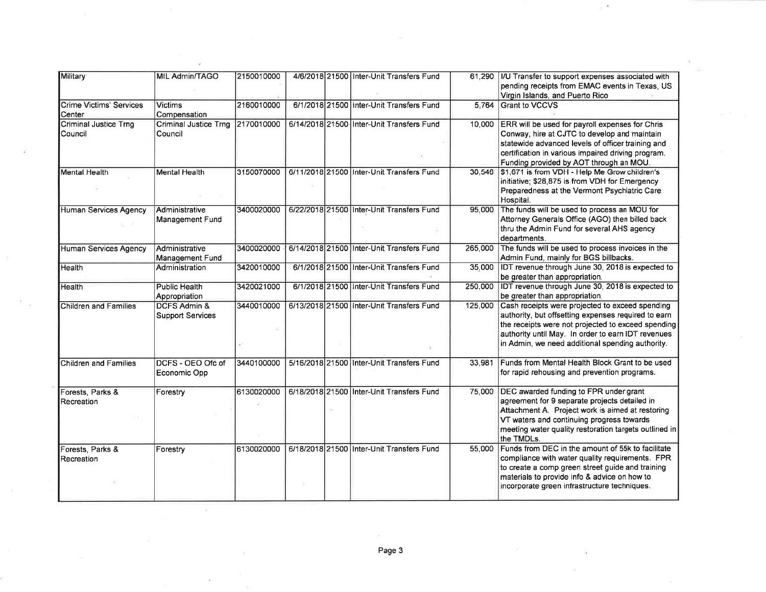| | | | | | | | |
|---|---|---|---|---|---|---|---|
| Military | MIL Admin/TAGO | 2150010000 | 4/6/2018 | 21500 | Inter-Unit Transfers Fund | 61,290 | I/U Transfer to support expenses associated with pending receipts from EMAC events in Texas, US Virgin Islands, and Puerto Rico |
| Crime Victims' Services Center | Victims Compensation | 2160010000 | 6/1/2018 | 21500 | Inter-Unit Transfers Fund | 5,764 | Grant to VCCVS |
| Criminal Justice Trng Council | Criminal Justice Trng Council | 2170010000 | 6/14/2018 | 21500 | Inter-Unit Transfers Fund | 10,000 | ERR will be used for payroll expenses for Chris Conway, hire at CJTC to develop and maintain statewide advanced levels of officer training and certification in various impaired driving program. Funding provided by AOT through an MOU. |
| Mental Health | Mental Health | 3150070000 | 6/11/2018 | 21500 | Inter-Unit Transfers Fund | 30,546 | $1,671 is from VDH - Help Me Grow children's initiative; $28,875 is from VDH for Emergency Preparedness at the Vermont Psychiatric Care Hospital. |
| Human Services Agency | Administrative Management Fund | 3400020000 | 6/22/2018 | 21500 | Inter-Unit Transfers Fund | 95,000 | The funds will be used to process an MOU for Attorney Generals Office (AGO) then billed back thru the Admin Fund for several AHS agency departments. |
| Human Services Agency | Administrative Management Fund | 3400020000 | 6/14/2018 | 21500 | Inter-Unit Transfers Fund | 265,000 | The funds will be used to process invoices in the Admin Fund, mainly for BGS billbacks. |
| Health | Administration | 3420010000 | 6/1/2018 | 21500 | Inter-Unit Transfers Fund | 35,000 | IDT revenue through June 30, 2018 is expected to be greater than appropriation. |
| Health | Public Health Appropriation | 3420021000 | 6/1/2018 | 21500 | Inter-Unit Transfers Fund | 250,000 | IDT revenue through June 30, 2018 is expected to be greater than appropriation. |
| Children and Families | DCFS Admin & Support Services | 3440010000 | 6/13/2018 | 21500 | Inter-Unit Transfers Fund | 125,000 | Cash receipts were projected to exceed spending authority, but offsetting expenses required to earn the receipts were not projected to exceed spending authority until May. In order to earn IDT revenues in Admin, we need additional spending authority. |
| Children and Families | DCFS - OEO Ofc of Economic Opp | 3440100000 | 5/16/2018 | 21500 | Inter-Unit Transfers Fund | 33,981 | Funds from Mental Health Block Grant to be used for rapid rehousing and prevention programs. |
| Forests, Parks & Recreation | Forestry | 6130020000 | 6/18/2018 | 21500 | Inter-Unit Transfers Fund | 75,000 | DEC awarded funding to FPR under grant agreement for 9 separate projects detailed in Attachment A. Project work is aimed at restoring VT waters and continuing progress towards meeting water quality restoration targets outlined in the TMDLs. |
| Forests, Parks & Recreation | Forestry | 6130020000 | 6/18/2018 | 21500 | Inter-Unit Transfers Fund | 55,000 | Funds from DEC in the amount of 55k to facilitate compliance with water quality requirements. FPR to create a comp green street guide and training materials to provide info & advice on how to incorporate green infrastructure techniques. |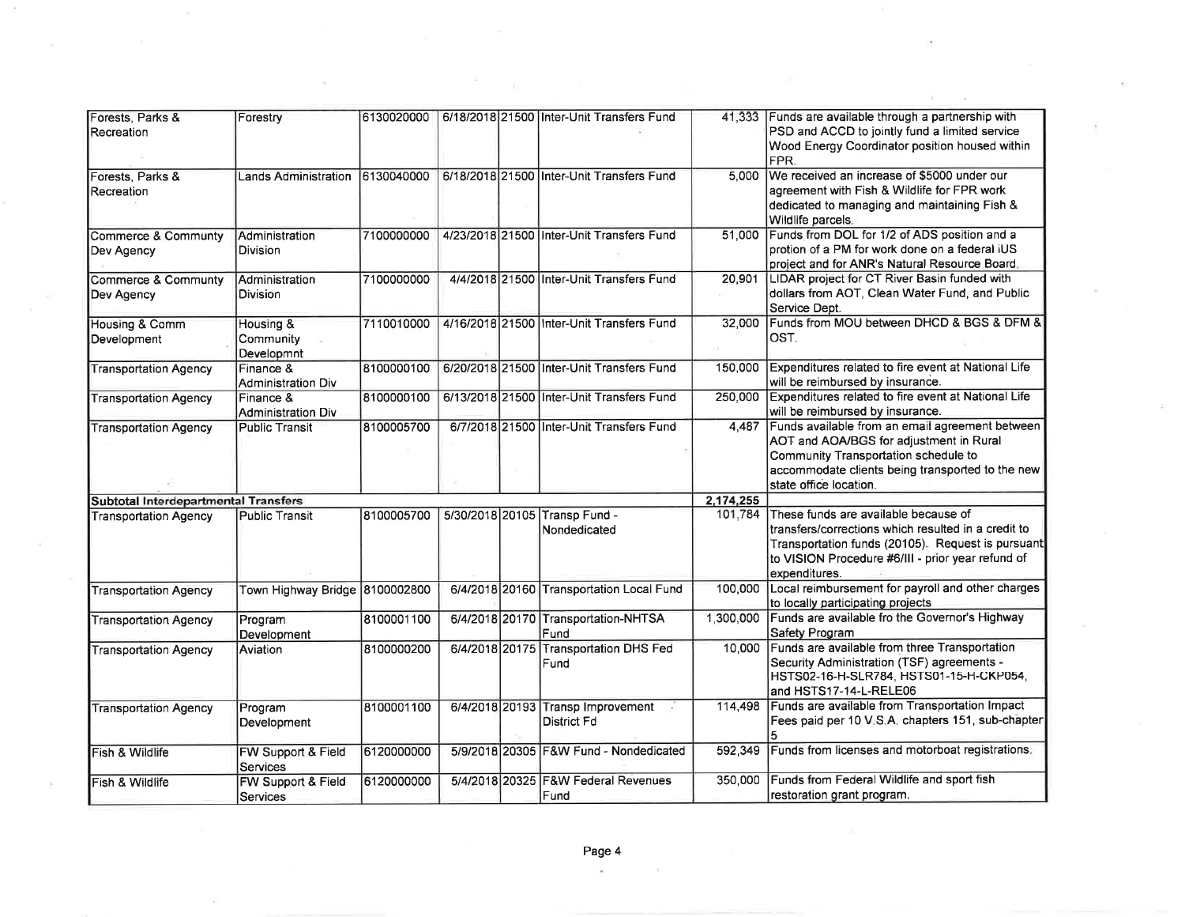| | | | | | | | |
|---|---|---|---|---|---|---|---|
| Forests, Parks & Recreation | Forestry | 6130020000 | 6/18/2018 | 21500 | Inter-Unit Transfers Fund | 41,333 | Funds are available through a partnership with PSD and ACCD to jointly fund a limited service Wood Energy Coordinator position housed within FPR. |
| Forests, Parks & Recreation | Lands Administration | 6130040000 | 6/18/2018 | 21500 | Inter-Unit Transfers Fund | 5,000 | We received an increase of $5000 under our agreement with Fish & Wildlife for FPR work dedicated to managing and maintaining Fish & Wildlife parcels. |
| Commerce & Communty Dev Agency | Administration Division | 7100000000 | 4/23/2018 | 21500 | Inter-Unit Transfers Fund | 51,000 | Funds from DOL for 1/2 of ADS position and a protion of a PM for work done on a federal iUS project and for ANR's Natural Resource Board. |
| Commerce & Communty Dev Agency | Administration Division | 7100000000 | 4/4/2018 | 21500 | Inter-Unit Transfers Fund | 20,901 | LIDAR project for CT River Basin funded with dollars from AOT, Clean Water Fund, and Public Service Dept. |
| Housing & Comm Development | Housing & Community Developmnt | 7110010000 | 4/16/2018 | 21500 | Inter-Unit Transfers Fund | 32,000 | Funds from MOU between DHCD & BGS & DFM & OST. |
| Transportation Agency | Finance & Administration Div | 8100000100 | 6/20/2018 | 21500 | Inter-Unit Transfers Fund | 150,000 | Expenditures related to fire event at National Life will be reimbursed by insurance. |
| Transportation Agency | Finance & Administration Div | 8100000100 | 6/13/2018 | 21500 | Inter-Unit Transfers Fund | 250,000 | Expenditures related to fire event at National Life will be reimbursed by insurance. |
| Transportation Agency | Public Transit | 8100005700 | 6/7/2018 | 21500 | Inter-Unit Transfers Fund | 4,487 | Funds available from an email agreement between AOT and AOA/BGS for adjustment in Rural Community Transportation schedule to accommodate clients being transported to the new state office location. |
| **Subtotal Interdepartmental Transfers** | | | | | | 2,174,255 | |
| Transportation Agency | Public Transit | 8100005700 | 5/30/2018 | 20105 | Transp Fund - Nondedicated | 101,784 | These funds are available because of transfers/corrections which resulted in a credit to Transportation funds (20105). Request is pursuant to VISION Procedure #6/III - prior year refund of expenditures. |
| Transportation Agency | Town Highway Bridge | 8100002800 | 6/4/2018 | 20160 | Transportation Local Fund | 100,000 | Local reimbursement for payroll and other charges to locally participating projects |
| Transportation Agency | Program Development | 8100001100 | 6/4/2018 | 20170 | Transportation-NHTSA Fund | 1,300,000 | Funds are available fro the Governor's Highway Safety Program |
| Transportation Agency | Aviation | 8100000200 | 6/4/2018 | 20175 | Transportation DHS Fed Fund | 10,000 | Funds are available from three Transportation Security Administration (TSF) agreements - HSTS02-16-H-SLR784, HSTS01-15-H-CKP054, and HSTS17-14-L-RELE06 |
| Transportation Agency | Program Development | 8100001100 | 6/4/2018 | 20193 | Transp Improvement District Fd | 114,498 | Funds are available from Transportation Impact Fees paid per 10 V.S.A. chapters 151, sub-chapter 5 |
| Fish & Wildlife | FW Support & Field Services | 6120000000 | 5/9/2018 | 20305 | F&W Fund - Nondedicated | 592,349 | Funds from licenses and motorboat registrations. |
| Fish & Wildlife | FW Support & Field Services | 6120000000 | 5/4/2018 | 20325 | F&W Federal Revenues Fund | 350,000 | Funds from Federal Wildlife and sport fish restoration grant program. |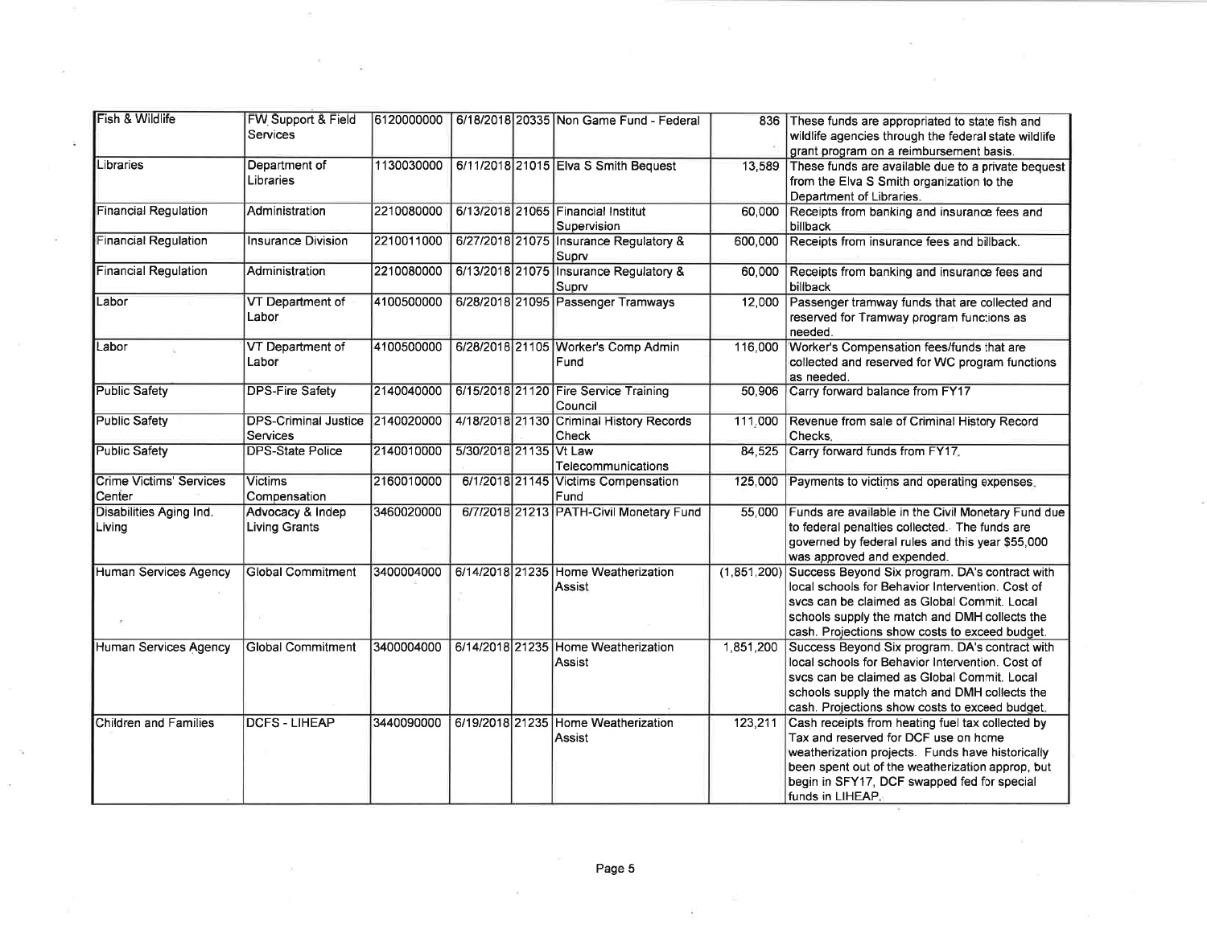| | | | | | | | |
|---|---|---|---|---|---|---|---|
| Fish & Wildlife | FW Support & Field Services | 6120000000 | 6/18/2018 | 20335 | Non Game Fund - Federal | 836 | These funds are appropriated to state fish and wildlife agencies through the federal state wildlife grant program on a reimbursement basis. |
| Libraries | Department of Libraries | 1130030000 | 6/11/2018 | 21015 | Elva S Smith Bequest | 13,589 | These funds are available due to a private bequest from the Elva S Smith organization to the Department of Libraries. |
| Financial Regulation | Administration | 2210080000 | 6/13/2018 | 21065 | Financial Institut Supervision | 60,000 | Receipts from banking and insurance fees and billback |
| Financial Regulation | Insurance Division | 2210011000 | 6/27/2018 | 21075 | Insurance Regulatory & Suprv | 600,000 | Receipts from insurance fees and billback. |
| Financial Regulation | Administration | 2210080000 | 6/13/2018 | 21075 | Insurance Regulatory & Suprv | 60,000 | Receipts from banking and insurance fees and billback |
| Labor | VT Department of Labor | 4100500000 | 6/28/2018 | 21095 | Passenger Tramways | 12,000 | Passenger tramway funds that are collected and reserved for Tramway program functions as needed. |
| Labor | VT Department of Labor | 4100500000 | 6/28/2018 | 21105 | Worker's Comp Admin Fund | 116,000 | Worker's Compensation fees/funds that are collected and reserved for WC program functions as needed. |
| Public Safety | DPS-Fire Safety | 2140040000 | 6/15/2018 | 21120 | Fire Service Training Council | 50,906 | Carry forward balance from FY17 |
| Public Safety | DPS-Criminal Justice Services | 2140020000 | 4/18/2018 | 21130 | Criminal History Records Check | 111,000 | Revenue from sale of Criminal History Record Checks. |
| Public Safety | DPS-State Police | 2140010000 | 5/30/2018 | 21135 | Vt Law Telecommunications | 84,525 | Carry forward funds from FY17. |
| Crime Victims' Services Center | Victims Compensation | 2160010000 | 6/1/2018 | 21145 | Victims Compensation Fund | 125,000 | Payments to victims and operating expenses. |
| Disabilities Aging Ind. Living | Advocacy & Indep Living Grants | 3460020000 | 6/7/2018 | 21213 | PATH-Civil Monetary Fund | 55,000 | Funds are available in the Civil Monetary Fund due to federal penalties collected. The funds are governed by federal rules and this year $55,000 was approved and expended. |
| Human Services Agency | Global Commitment | 3400004000 | 6/14/2018 | 21235 | Home Weatherization Assist | (1,851,200) | Success Beyond Six program. DA's contract with local schools for Behavior Intervention. Cost of svcs can be claimed as Global Commit. Local schools supply the match and DMH collects the cash. Projections show costs to exceed budget. |
| Human Services Agency | Global Commitment | 3400004000 | 6/14/2018 | 21235 | Home Weatherization Assist | 1,851,200 | Success Beyond Six program. DA's contract with local schools for Behavior Intervention. Cost of svcs can be claimed as Global Commit. Local schools supply the match and DMH collects the cash. Projections show costs to exceed budget. |
| Children and Families | DCFS - LIHEAP | 3440090000 | 6/19/2018 | 21235 | Home Weatherization Assist | 123,211 | Cash receipts from heating fuel tax collected by Tax and reserved for DCF use on home weatherization projects. Funds have historically been spent out of the weatherization approp, but begin in SFY17, DCF swapped fed for special funds in LIHEAP. |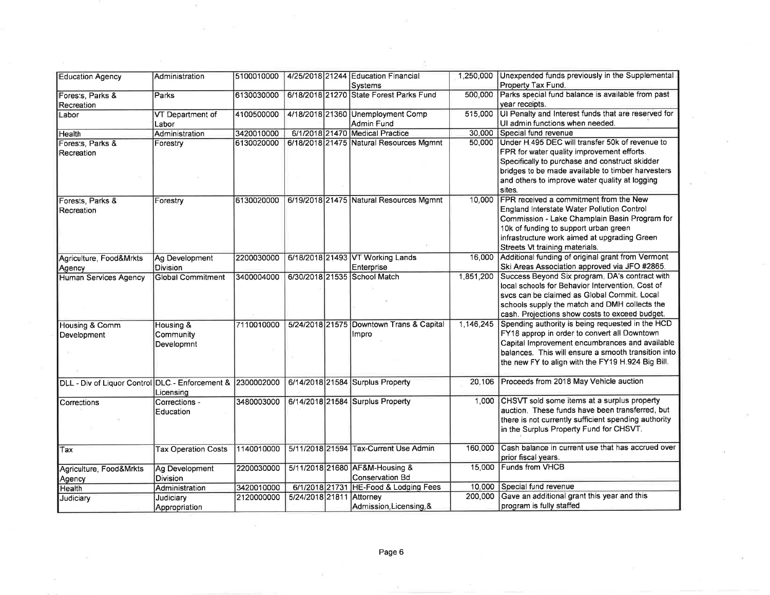| | | | | | | | |
|---|---|---|---|---|---|---|---|
| Education Agency | Administration | 5100010000 | 4/25/2018 | 21244 | Education Financial Systems | 1,250,000 | Unexpended funds previously in the Supplemental Property Tax Fund. |
| Forests, Parks & Recreation | Parks | 6130030000 | 6/18/2018 | 21270 | State Forest Parks Fund | 500,000 | Parks special fund balance is available from past year receipts. |
| Labor | VT Department of Labor | 4100500000 | 4/18/2018 | 21360 | Unemployment Comp Admin Fund | 515,000 | UI Penalty and Interest funds that are reserved for UI admin functions when needed. |
| Health | Administration | 3420010000 | 6/1/2018 | 21470 | Medical Practice | 30,000 | Special fund revenue |
| Forests, Parks & Recreation | Forestry | 6130020000 | 6/18/2018 | 21475 | Natural Resources Mgmnt | 50,000 | Under H.495 DEC will transfer 50k of revenue to FPR for water quality improvement efforts. Specifically to purchase and construct skidder bridges to be made available to timber harvesters and others to improve water quality at logging sites. |
| Forests, Parks & Recreation | Forestry | 6130020000 | 6/19/2018 | 21475 | Natural Resources Mgmnt | 10,000 | FPR received a commitment from the New England Interstate Water Pollution Control Commission - Lake Champlain Basin Program for 10k of funding to support urban green infrastructure work aimed at upgrading Green Streets Vt training materials. |
| Agriculture, Food&Mrkts Agency | Ag Development Division | 2200030000 | 6/18/2018 | 21493 | VT Working Lands Enterprise | 16,000 | Additional funding of original grant from Vermont Ski Areas Association approved via JFO #2865. |
| Human Services Agency | Global Commitment | 3400004000 | 6/30/2018 | 21535 | School Match | 1,851,200 | Success Beyond Six program, DA's contract with local schools for Behavior Intervention. Cost of svcs can be claimed as Global Commit. Local schools supply the match and DMH collects the cash. Projections show costs to exceed budget. |
| Housing & Comm Development | Housing & Community Developmnt | 7110010000 | 5/24/2018 | 21575 | Downtown Trans & Capital Impro | 1,146,245 | Spending authority is being requested in the HCD FY18 approp in order to convert all Downtown Capital Improvement encumbrances and available balances. This will ensure a smooth transition into the new FY to align with the FY19 H.924 Big Bill. |
| DLL - Div of Liquor Control | DLC - Enforcement & Licensing | 2300002000 | 6/14/2018 | 21584 | Surplus Property | 20,106 | Proceeds from 2018 May Vehicle auction |
| Corrections | Corrections - Education | 3480003000 | 6/14/2018 | 21584 | Surplus Property | 1,000 | CHSVT sold some items at a surplus property auction. These funds have been transferred, but there is not currently sufficient spending authority in the Surplus Property Fund for CHSVT. |
| Tax | Tax Operation Costs | 1140010000 | 5/11/2018 | 21594 | Tax-Current Use Admin | 160,000 | Cash balance in current use that has accrued over prior fiscal years. |
| Agriculture, Food&Mrkts Agency | Ag Development Division | 2200030000 | 5/11/2018 | 21680 | AF&M-Housing & Conservation Bd | 15,000 | Funds from VHCB |
| Health | Administration | 3420010000 | 6/1/2018 | 21731 | HE-Food & Lodging Fees | 10,000 | Special fund revenue |
| Judiciary | Judiciary Appropriation | 2120000000 | 5/24/2018 | 21811 | Attorney Admission,Licensing,& | 200,000 | Gave an additional grant this year and this program is fully staffed |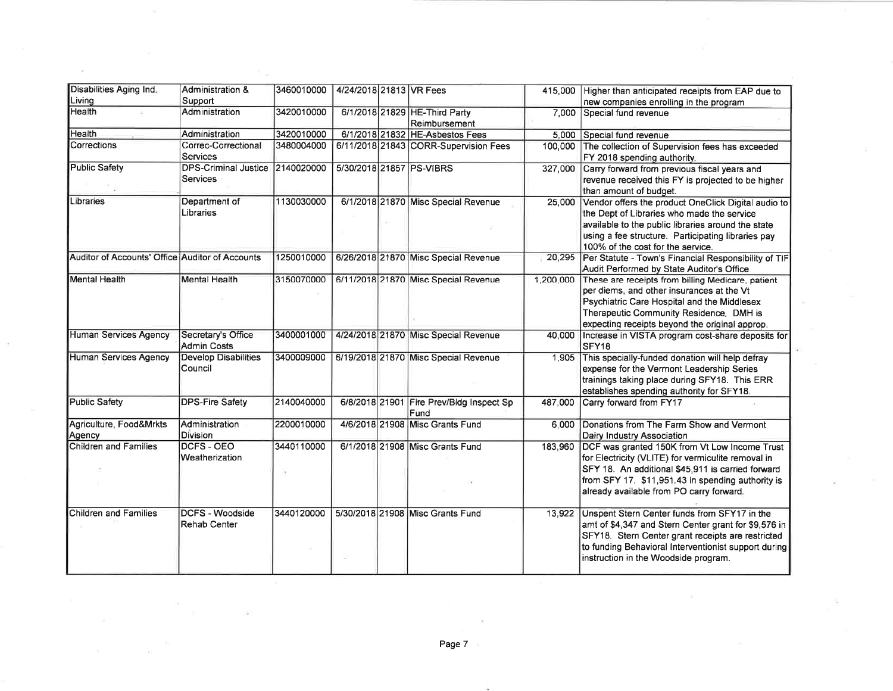| | | | | | | | |
|---|---|---|---|---|---|---|---|
| Disabilities Aging Ind. Living | Administration & Support | 3460010000 | 4/24/2018 | 21813 | VR Fees | 415,000 | Higher than anticipated receipts from EAP due to new companies enrolling in the program |
| Health | Administration | 3420010000 | 6/1/2018 | 21829 | HE-Third Party Reimbursement | 7,000 | Special fund revenue |
| Health | Administration | 3420010000 | 6/1/2018 | 21832 | HE-Asbestos Fees | 5,000 | Special fund revenue |
| Corrections | Correc-Correctional Services | 3480004000 | 6/11/2018 | 21843 | CORR-Supervision Fees | 100,000 | The collection of Supervision fees has exceeded FY 2018 spending authority. |
| Public Safety | DPS-Criminal Justice Services | 2140020000 | 5/30/2018 | 21857 | PS-VIBRS | 327,000 | Carry forward from previous fiscal years and revenue received this FY is projected to be higher than amount of budget. |
| Libraries | Department of Libraries | 1130030000 | 6/1/2018 | 21870 | Misc Special Revenue | 25,000 | Vendor offers the product OneClick Digital audio to the Dept of Libraries who made the service available to the public libraries around the state using a fee structure. Participating libraries pay 100% of the cost for the service. |
| Auditor of Accounts' Office | Auditor of Accounts | 1250010000 | 6/26/2018 | 21870 | Misc Special Revenue | 20,295 | Per Statute - Town's Financial Responsibility of TIF Audit Performed by State Auditor's Office |
| Mental Health | Mental Health | 3150070000 | 6/11/2018 | 21870 | Misc Special Revenue | 1,200,000 | These are receipts from billing Medicare, patient per diems, and other insurances at the Vt Psychiatric Care Hospital and the Middlesex Therapeutic Community Residence. DMH is expecting receipts beyond the original approp. |
| Human Services Agency | Secretary's Office Admin Costs | 3400001000 | 4/24/2018 | 21870 | Misc Special Revenue | 40,000 | Increase in VISTA program cost-share deposits for SFY18 |
| Human Services Agency | Develop Disabilities Council | 3400009000 | 6/19/2018 | 21870 | Misc Special Revenue | 1,905 | This specially-funded donation will help defray expense for the Vermont Leadership Series trainings taking place during SFY18. This ERR establishes spending authority for SFY18. |
| Public Safety | DPS-Fire Safety | 2140040000 | 6/8/2018 | 21901 | Fire Prev/Bldg Inspect Sp Fund | 487,000 | Carry forward from FY17 |
| Agriculture, Food&Mrkts Agency | Administration Division | 2200010000 | 4/6/2018 | 21908 | Misc Grants Fund | 6,000 | Donations from The Farm Show and Vermont Dairy Industry Association |
| Children and Families | DCFS - OEO Weatherization | 3440110000 | 6/1/2018 | 21908 | Misc Grants Fund | 183,960 | DCF was granted 150K from Vt Low Income Trust for Electricity (VLITE) for vermiculite removal in SFY 18. An additional $45,911 is carried forward from SFY 17. $11,951.43 in spending authority is already available from PO carry forward. |
| Children and Families | DCFS - Woodside Rehab Center | 3440120000 | 5/30/2018 | 21908 | Misc Grants Fund | 13,922 | Unspent Stern Center funds from SFY17 in the amt of $4,347 and Stern Center grant for $9,576 in SFY18. Stern Center grant receipts are restricted to funding Behavioral Interventionist support during instruction in the Woodside program. |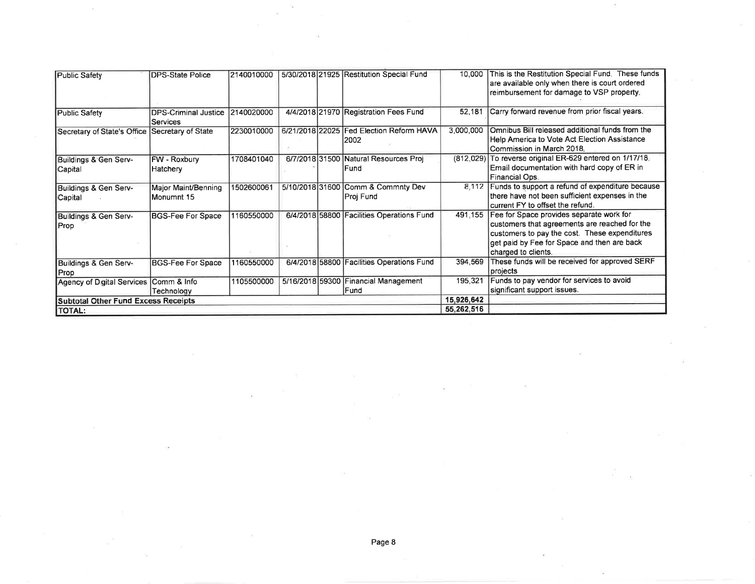| | | | | | | | |
|---|---|---|---|---|---|---|---|
| Public Safety | DPS-State Police | 2140010000 | 5/30/2018 | 21925 | Restitution Special Fund | 10,000 | This is the Restitution Special Fund. These funds are available only when there is court ordered reimbursement for damage to VSP property. |
| Public Safety | DPS-Criminal Justice Services | 2140020000 | 4/4/2018 | 21970 | Registration Fees Fund | 52,181 | Carry forward revenue from prior fiscal years. |
| Secretary of State's Office | Secretary of State | 2230010000 | 6/21/2018 | 22025 | Fed Election Reform HAVA 2002 | 3,000,000 | Omnibus Bill released additional funds from the Help America to Vote Act Election Assistance Commission in March 2018. |
| Buildings & Gen Serv-Capital | FW - Roxbury Hatchery | 1708401040 | 6/7/2018 | 31500 | Natural Resources Proj Fund | (812,029) | To reverse original ER-629 entered on 1/17/18. Email documentation with hard copy of ER in Financial Ops. |
| Buildings & Gen Serv-Capital | Major Maint/Benning Monumnt 15 | 1502600061 | 5/10/2018 | 31600 | Comm & Commnty Dev Proj Fund | 8,112 | Funds to support a refund of expenditure because there have not been sufficient expenses in the current FY to offset the refund. |
| Buildings & Gen Serv-Prop | BGS-Fee For Space | 1160550000 | 6/4/2018 | 58800 | Facilities Operations Fund | 491,155 | Fee for Space provides separate work for customers that agreements are reached for the customers to pay the cost. These expenditures get paid by Fee for Space and then are back charged to clients. |
| Buildings & Gen Serv-Prop | BGS-Fee For Space | 1160550000 | 6/4/2018 | 58800 | Facilities Operations Fund | 394,569 | These funds will be received for approved SERF projects |
| Agency of Digital Services | Comm & Info Technology | 1105500000 | 5/16/2018 | 59300 | Financial Management Fund | 195,321 | Funds to pay vendor for services to avoid significant support issues. |
| **Subtotal Other Fund Excess Receipts** | | | | | | **15,926,642** | |
| **TOTAL:** | | | | | | **55,262,516** | |